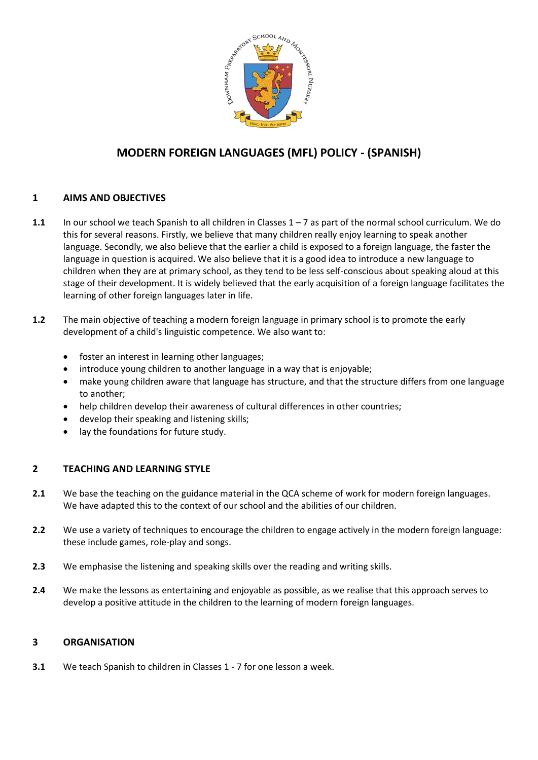# MODERN FOREIGN LANGUAGES (MFL) POLICY - (SPANISH)

## 1 AIMS AND OBJECTIVES

**1.1** In our school we teach Spanish to all children in Classes 1 – 7 as part of the normal school curriculum. We do this for several reasons. Firstly, we believe that many children really enjoy learning to speak another language. Secondly, we also believe that the earlier a child is exposed to a foreign language, the faster the language in question is acquired. We also believe that it is a good idea to introduce a new language to children when they are at primary school, as they tend to be less self-conscious about speaking aloud at this stage of their development. It is widely believed that the early acquisition of a foreign language facilitates the learning of other foreign languages later in life.

**1.2** The main objective of teaching a modern foreign language in primary school is to promote the early development of a child's linguistic competence. We also want to:

- foster an interest in learning other languages;
- introduce young children to another language in a way that is enjoyable;
- make young children aware that language has structure, and that the structure differs from one language to another;
- help children develop their awareness of cultural differences in other countries;
- develop their speaking and listening skills;
- lay the foundations for future study.

## 2 TEACHING AND LEARNING STYLE

**2.1** We base the teaching on the guidance material in the QCA scheme of work for modern foreign languages. We have adapted this to the context of our school and the abilities of our children.

**2.2** We use a variety of techniques to encourage the children to engage actively in the modern foreign language: these include games, role-play and songs.

**2.3** We emphasise the listening and speaking skills over the reading and writing skills.

**2.4** We make the lessons as entertaining and enjoyable as possible, as we realise that this approach serves to develop a positive attitude in the children to the learning of modern foreign languages.

## 3 ORGANISATION

**3.1** We teach Spanish to children in Classes 1 - 7 for one lesson a week.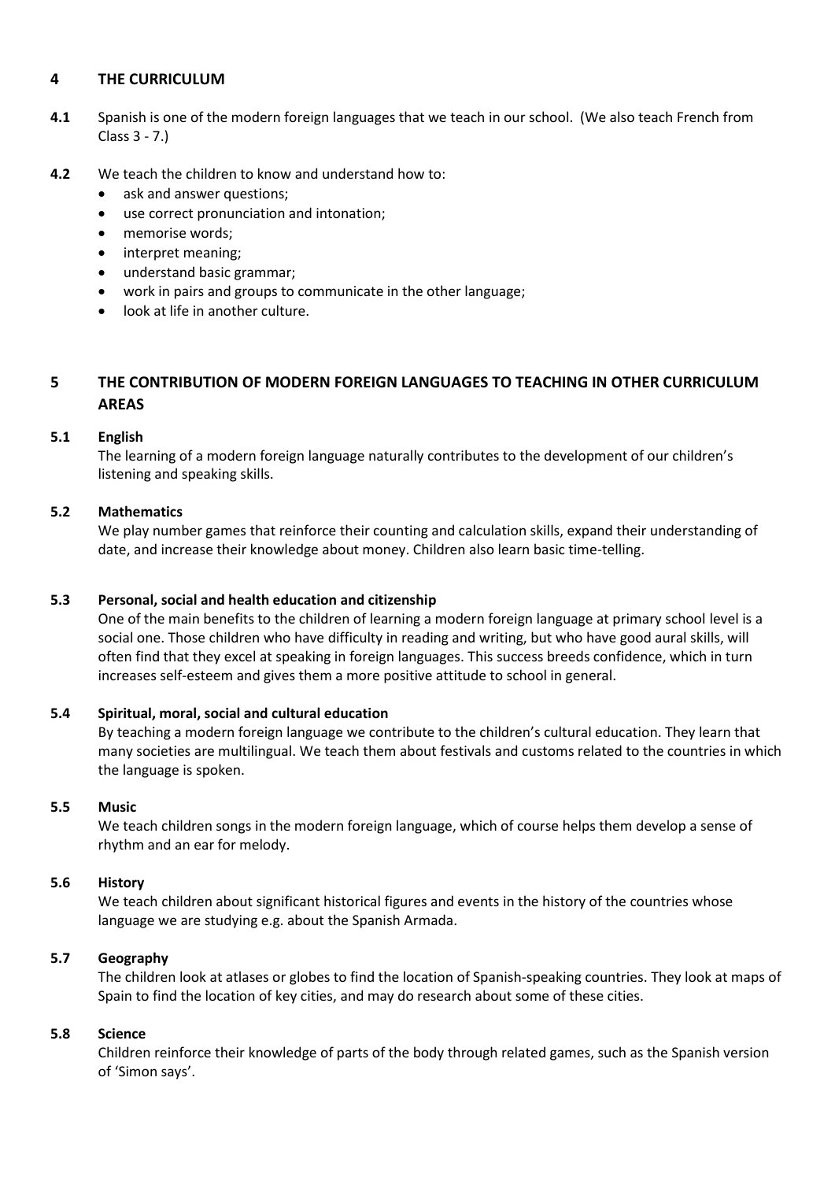## 4 THE CURRICULUM

**4.1** Spanish is one of the modern foreign languages that we teach in our school. (We also teach French from Class 3 - 7.)

**4.2** We teach the children to know and understand how to:

- ask and answer questions;
- use correct pronunciation and intonation;
- memorise words;
- interpret meaning;
- understand basic grammar;
- work in pairs and groups to communicate in the other language;
- look at life in another culture.

## 5 THE CONTRIBUTION OF MODERN FOREIGN LANGUAGES TO TEACHING IN OTHER CURRICULUM AREAS

### 5.1 English

The learning of a modern foreign language naturally contributes to the development of our children's listening and speaking skills.

### 5.2 Mathematics

We play number games that reinforce their counting and calculation skills, expand their understanding of date, and increase their knowledge about money. Children also learn basic time-telling.

### 5.3 Personal, social and health education and citizenship

One of the main benefits to the children of learning a modern foreign language at primary school level is a social one. Those children who have difficulty in reading and writing, but who have good aural skills, will often find that they excel at speaking in foreign languages. This success breeds confidence, which in turn increases self-esteem and gives them a more positive attitude to school in general.

### 5.4 Spiritual, moral, social and cultural education

By teaching a modern foreign language we contribute to the children's cultural education. They learn that many societies are multilingual. We teach them about festivals and customs related to the countries in which the language is spoken.

### 5.5 Music

We teach children songs in the modern foreign language, which of course helps them develop a sense of rhythm and an ear for melody.

### 5.6 History

We teach children about significant historical figures and events in the history of the countries whose language we are studying e.g. about the Spanish Armada.

### 5.7 Geography

The children look at atlases or globes to find the location of Spanish-speaking countries. They look at maps of Spain to find the location of key cities, and may do research about some of these cities.

### 5.8 Science

Children reinforce their knowledge of parts of the body through related games, such as the Spanish version of 'Simon says'.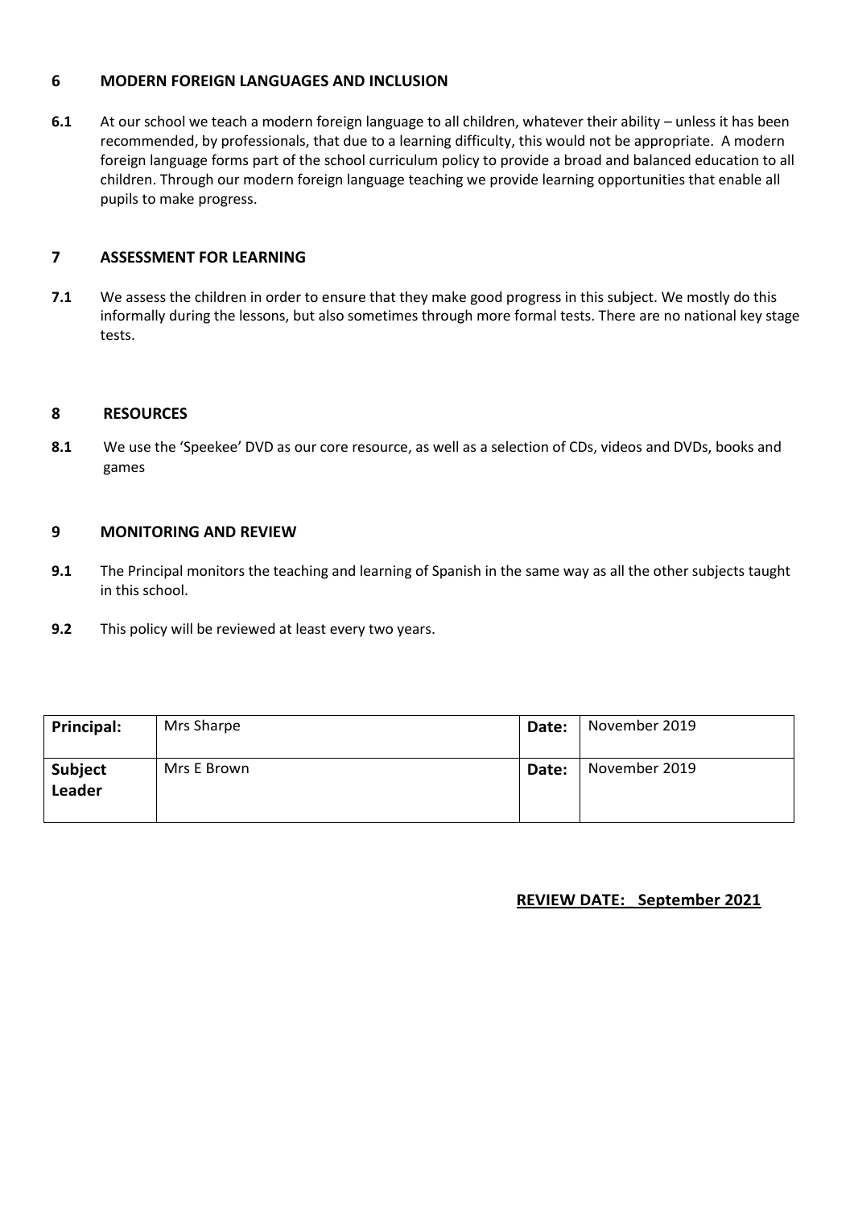## 6 MODERN FOREIGN LANGUAGES AND INCLUSION

**6.1** At our school we teach a modern foreign language to all children, whatever their ability – unless it has been recommended, by professionals, that due to a learning difficulty, this would not be appropriate. A modern foreign language forms part of the school curriculum policy to provide a broad and balanced education to all children. Through our modern foreign language teaching we provide learning opportunities that enable all pupils to make progress.

## 7 ASSESSMENT FOR LEARNING

**7.1** We assess the children in order to ensure that they make good progress in this subject. We mostly do this informally during the lessons, but also sometimes through more formal tests. There are no national key stage tests.

## 8 RESOURCES

**8.1** We use the 'Speekee' DVD as our core resource, as well as a selection of CDs, videos and DVDs, books and games

## 9 MONITORING AND REVIEW

**9.1** The Principal monitors the teaching and learning of Spanish in the same way as all the other subjects taught in this school.

**9.2** This policy will be reviewed at least every two years.

| | | | |
|---|---|---|---|
| **Principal:** | Mrs Sharpe | **Date:** | November 2019 |
| **Subject Leader** | Mrs E Brown | **Date:** | November 2019 |

**REVIEW DATE: September 2021**